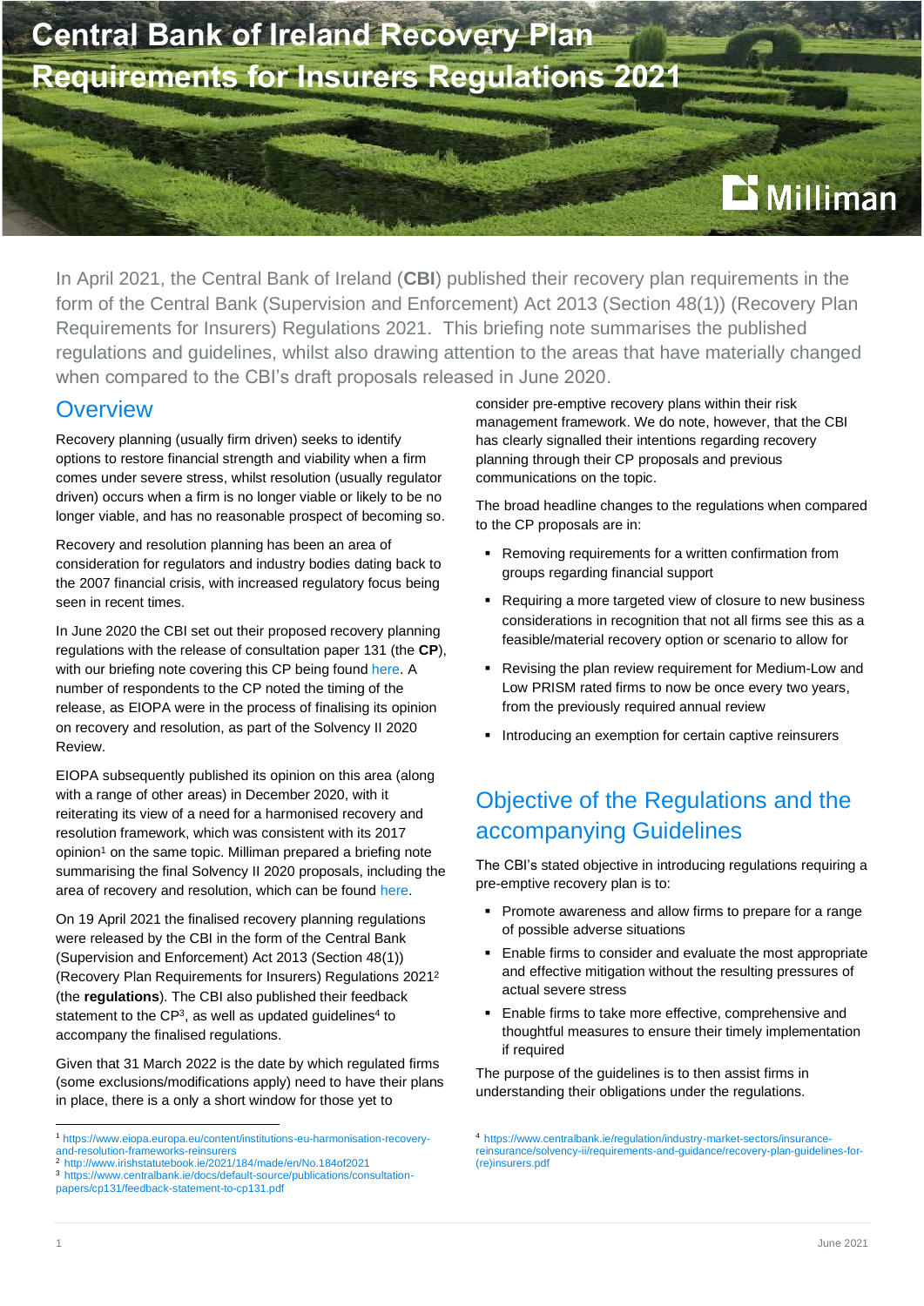# Central Bank of Ireland Recovery Plan Requirements for Insurers Regulations 2021

In April 2021, the Central Bank of Ireland (**CBI**) published their recovery plan requirements in the form of the Central Bank (Supervision and Enforcement) Act 2013 (Section 48(1)) (Recovery Plan Requirements for Insurers) Regulations 2021. This briefing note summarises the published regulations and guidelines, whilst also drawing attention to the areas that have materially changed when compared to the CBI's draft proposals released in June 2020.

## Overview

Recovery planning (usually firm driven) seeks to identify options to restore financial strength and viability when a firm comes under severe stress, whilst resolution (usually regulator driven) occurs when a firm is no longer viable or likely to be no longer viable, and has no reasonable prospect of becoming so.

Recovery and resolution planning has been an area of consideration for regulators and industry bodies dating back to the 2007 financial crisis, with increased regulatory focus being seen in recent times.

In June 2020 the CBI set out their proposed recovery planning regulations with the release of consultation paper 131 (the **CP**), with our briefing note covering this CP being found here. A number of respondents to the CP noted the timing of the release, as EIOPA were in the process of finalising its opinion on recovery and resolution, as part of the Solvency II 2020 Review.

EIOPA subsequently published its opinion on this area (along with a range of other areas) in December 2020, with it reiterating its view of a need for a harmonised recovery and resolution framework, which was consistent with its 2017 opinion[1] on the same topic. Milliman prepared a briefing note summarising the final Solvency II 2020 proposals, including the area of recovery and resolution, which can be found here.

On 19 April 2021 the finalised recovery planning regulations were released by the CBI in the form of the Central Bank (Supervision and Enforcement) Act 2013 (Section 48(1)) (Recovery Plan Requirements for Insurers) Regulations 2021[2] (the **regulations**). The CBI also published their feedback statement to the CP[3], as well as updated guidelines[4] to accompany the finalised regulations.

Given that 31 March 2022 is the date by which regulated firms (some exclusions/modifications apply) need to have their plans in place, there is a only a short window for those yet to consider pre-emptive recovery plans within their risk management framework. We do note, however, that the CBI has clearly signalled their intentions regarding recovery planning through their CP proposals and previous communications on the topic.

The broad headline changes to the regulations when compared to the CP proposals are in:

- Removing requirements for a written confirmation from groups regarding financial support
- Requiring a more targeted view of closure to new business considerations in recognition that not all firms see this as a feasible/material recovery option or scenario to allow for
- Revising the plan review requirement for Medium-Low and Low PRISM rated firms to now be once every two years, from the previously required annual review
- Introducing an exemption for certain captive reinsurers

## Objective of the Regulations and the accompanying Guidelines

The CBI's stated objective in introducing regulations requiring a pre-emptive recovery plan is to:

- Promote awareness and allow firms to prepare for a range of possible adverse situations
- Enable firms to consider and evaluate the most appropriate and effective mitigation without the resulting pressures of actual severe stress
- Enable firms to take more effective, comprehensive and thoughtful measures to ensure their timely implementation if required

The purpose of the guidelines is to then assist firms in understanding their obligations under the regulations.

---

[1] https://www.eiopa.europa.eu/content/institutions-eu-harmonisation-recovery-and-resolution-frameworks-reinsurers

[2] http://www.irishstatutebook.ie/2021/184/made/en/No.184of2021

[3] https://www.centralbank.ie/docs/default-source/publications/consultation-papers/cp131/feedback-statement-to-cp131.pdf

[4] https://www.centralbank.ie/regulation/industry-market-sectors/insurance-reinsurance/solvency-ii/requirements-and-guidance/recovery-plan-guidelines-for-(re)insurers.pdf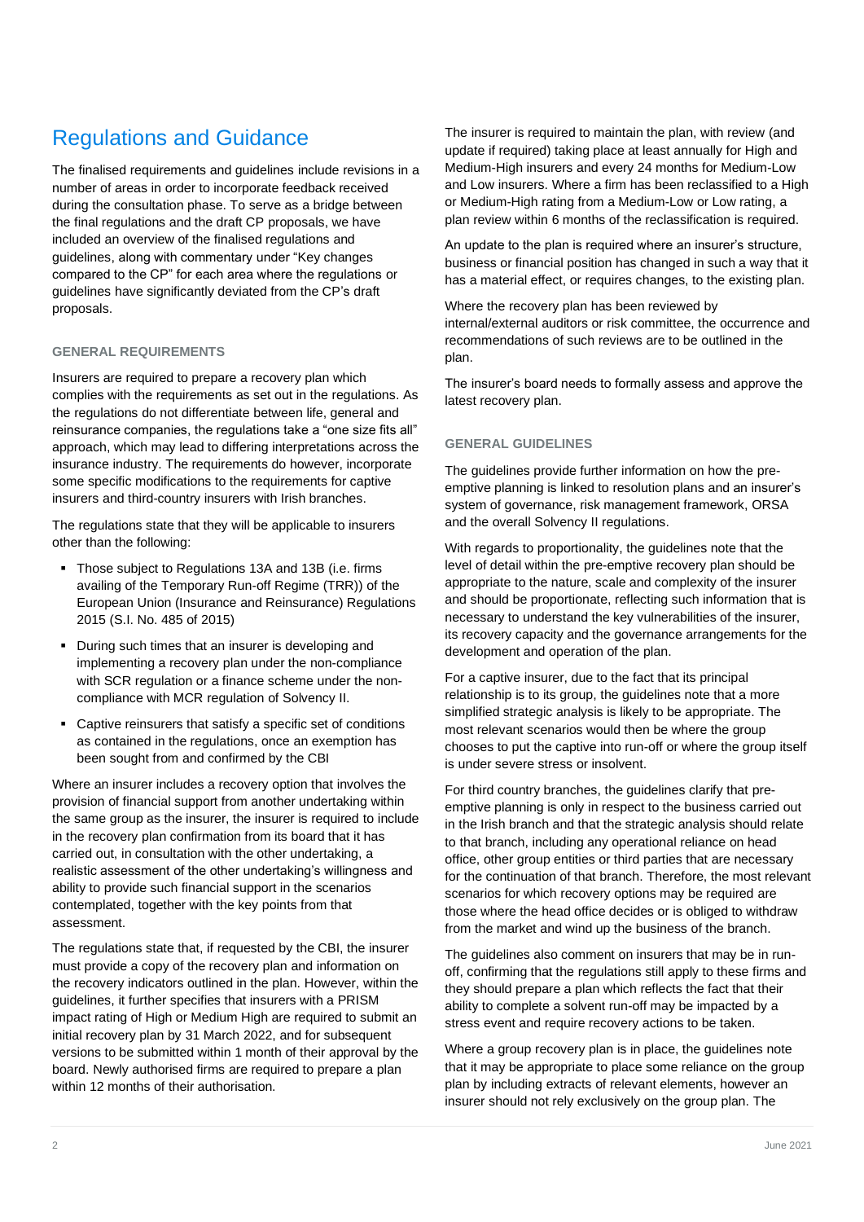# Regulations and Guidance

The finalised requirements and guidelines include revisions in a number of areas in order to incorporate feedback received during the consultation phase. To serve as a bridge between the final regulations and the draft CP proposals, we have included an overview of the finalised regulations and guidelines, along with commentary under "Key changes compared to the CP" for each area where the regulations or guidelines have significantly deviated from the CP's draft proposals.

### GENERAL REQUIREMENTS

Insurers are required to prepare a recovery plan which complies with the requirements as set out in the regulations. As the regulations do not differentiate between life, general and reinsurance companies, the regulations take a "one size fits all" approach, which may lead to differing interpretations across the insurance industry. The requirements do however, incorporate some specific modifications to the requirements for captive insurers and third-country insurers with Irish branches.

The regulations state that they will be applicable to insurers other than the following:

- Those subject to Regulations 13A and 13B (i.e. firms availing of the Temporary Run-off Regime (TRR)) of the European Union (Insurance and Reinsurance) Regulations 2015 (S.I. No. 485 of 2015)
- During such times that an insurer is developing and implementing a recovery plan under the non-compliance with SCR regulation or a finance scheme under the non-compliance with MCR regulation of Solvency II.
- Captive reinsurers that satisfy a specific set of conditions as contained in the regulations, once an exemption has been sought from and confirmed by the CBI

Where an insurer includes a recovery option that involves the provision of financial support from another undertaking within the same group as the insurer, the insurer is required to include in the recovery plan confirmation from its board that it has carried out, in consultation with the other undertaking, a realistic assessment of the other undertaking's willingness and ability to provide such financial support in the scenarios contemplated, together with the key points from that assessment.

The regulations state that, if requested by the CBI, the insurer must provide a copy of the recovery plan and information on the recovery indicators outlined in the plan. However, within the guidelines, it further specifies that insurers with a PRISM impact rating of High or Medium High are required to submit an initial recovery plan by 31 March 2022, and for subsequent versions to be submitted within 1 month of their approval by the board. Newly authorised firms are required to prepare a plan within 12 months of their authorisation.

The insurer is required to maintain the plan, with review (and update if required) taking place at least annually for High and Medium-High insurers and every 24 months for Medium-Low and Low insurers. Where a firm has been reclassified to a High or Medium-High rating from a Medium-Low or Low rating, a plan review within 6 months of the reclassification is required.

An update to the plan is required where an insurer's structure, business or financial position has changed in such a way that it has a material effect, or requires changes, to the existing plan.

Where the recovery plan has been reviewed by internal/external auditors or risk committee, the occurrence and recommendations of such reviews are to be outlined in the plan.

The insurer's board needs to formally assess and approve the latest recovery plan.

### GENERAL GUIDELINES

The guidelines provide further information on how the pre-emptive planning is linked to resolution plans and an insurer's system of governance, risk management framework, ORSA and the overall Solvency II regulations.

With regards to proportionality, the guidelines note that the level of detail within the pre-emptive recovery plan should be appropriate to the nature, scale and complexity of the insurer and should be proportionate, reflecting such information that is necessary to understand the key vulnerabilities of the insurer, its recovery capacity and the governance arrangements for the development and operation of the plan.

For a captive insurer, due to the fact that its principal relationship is to its group, the guidelines note that a more simplified strategic analysis is likely to be appropriate. The most relevant scenarios would then be where the group chooses to put the captive into run-off or where the group itself is under severe stress or insolvent.

For third country branches, the guidelines clarify that pre-emptive planning is only in respect to the business carried out in the Irish branch and that the strategic analysis should relate to that branch, including any operational reliance on head office, other group entities or third parties that are necessary for the continuation of that branch. Therefore, the most relevant scenarios for which recovery options may be required are those where the head office decides or is obliged to withdraw from the market and wind up the business of the branch.

The guidelines also comment on insurers that may be in run-off, confirming that the regulations still apply to these firms and they should prepare a plan which reflects the fact that their ability to complete a solvent run-off may be impacted by a stress event and require recovery actions to be taken.

Where a group recovery plan is in place, the guidelines note that it may be appropriate to place some reliance on the group plan by including extracts of relevant elements, however an insurer should not rely exclusively on the group plan. The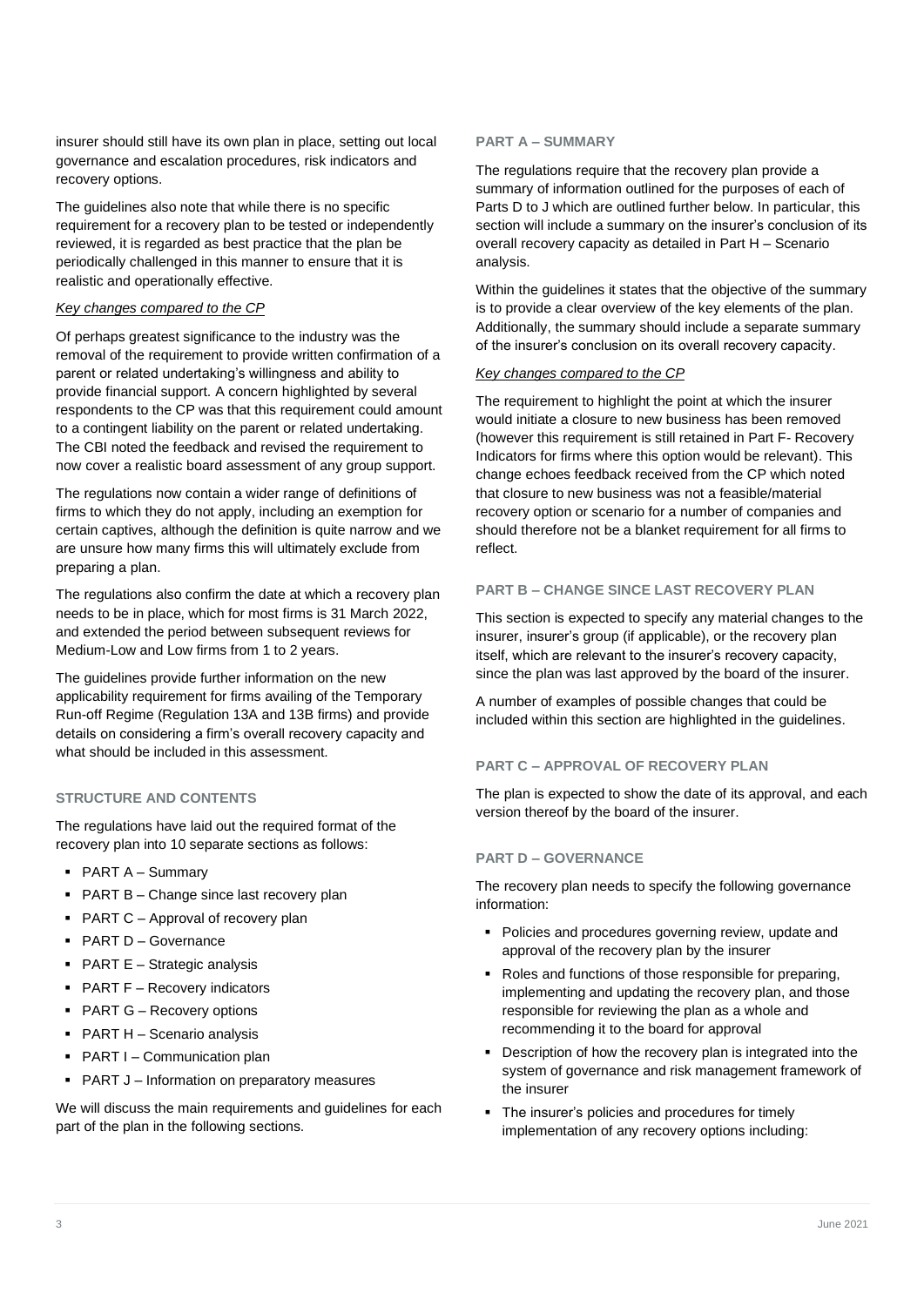insurer should still have its own plan in place, setting out local governance and escalation procedures, risk indicators and recovery options.

The guidelines also note that while there is no specific requirement for a recovery plan to be tested or independently reviewed, it is regarded as best practice that the plan be periodically challenged in this manner to ensure that it is realistic and operationally effective.

*Key changes compared to the CP*

Of perhaps greatest significance to the industry was the removal of the requirement to provide written confirmation of a parent or related undertaking's willingness and ability to provide financial support. A concern highlighted by several respondents to the CP was that this requirement could amount to a contingent liability on the parent or related undertaking. The CBI noted the feedback and revised the requirement to now cover a realistic board assessment of any group support.

The regulations now contain a wider range of definitions of firms to which they do not apply, including an exemption for certain captives, although the definition is quite narrow and we are unsure how many firms this will ultimately exclude from preparing a plan.

The regulations also confirm the date at which a recovery plan needs to be in place, which for most firms is 31 March 2022, and extended the period between subsequent reviews for Medium-Low and Low firms from 1 to 2 years.

The guidelines provide further information on the new applicability requirement for firms availing of the Temporary Run-off Regime (Regulation 13A and 13B firms) and provide details on considering a firm's overall recovery capacity and what should be included in this assessment.

## STRUCTURE AND CONTENTS

The regulations have laid out the required format of the recovery plan into 10 separate sections as follows:

- PART A – Summary
- PART B – Change since last recovery plan
- PART C – Approval of recovery plan
- PART D – Governance
- PART E – Strategic analysis
- PART F – Recovery indicators
- PART G – Recovery options
- PART H – Scenario analysis
- PART I – Communication plan
- PART J – Information on preparatory measures

We will discuss the main requirements and guidelines for each part of the plan in the following sections.

## PART A – SUMMARY

The regulations require that the recovery plan provide a summary of information outlined for the purposes of each of Parts D to J which are outlined further below. In particular, this section will include a summary on the insurer's conclusion of its overall recovery capacity as detailed in Part H – Scenario analysis.

Within the guidelines it states that the objective of the summary is to provide a clear overview of the key elements of the plan. Additionally, the summary should include a separate summary of the insurer's conclusion on its overall recovery capacity.

*Key changes compared to the CP*

The requirement to highlight the point at which the insurer would initiate a closure to new business has been removed (however this requirement is still retained in Part F- Recovery Indicators for firms where this option would be relevant). This change echoes feedback received from the CP which noted that closure to new business was not a feasible/material recovery option or scenario for a number of companies and should therefore not be a blanket requirement for all firms to reflect.

## PART B – CHANGE SINCE LAST RECOVERY PLAN

This section is expected to specify any material changes to the insurer, insurer's group (if applicable), or the recovery plan itself, which are relevant to the insurer's recovery capacity, since the plan was last approved by the board of the insurer.

A number of examples of possible changes that could be included within this section are highlighted in the guidelines.

## PART C – APPROVAL OF RECOVERY PLAN

The plan is expected to show the date of its approval, and each version thereof by the board of the insurer.

## PART D – GOVERNANCE

The recovery plan needs to specify the following governance information:

- Policies and procedures governing review, update and approval of the recovery plan by the insurer
- Roles and functions of those responsible for preparing, implementing and updating the recovery plan, and those responsible for reviewing the plan as a whole and recommending it to the board for approval
- Description of how the recovery plan is integrated into the system of governance and risk management framework of the insurer
- The insurer's policies and procedures for timely implementation of any recovery options including: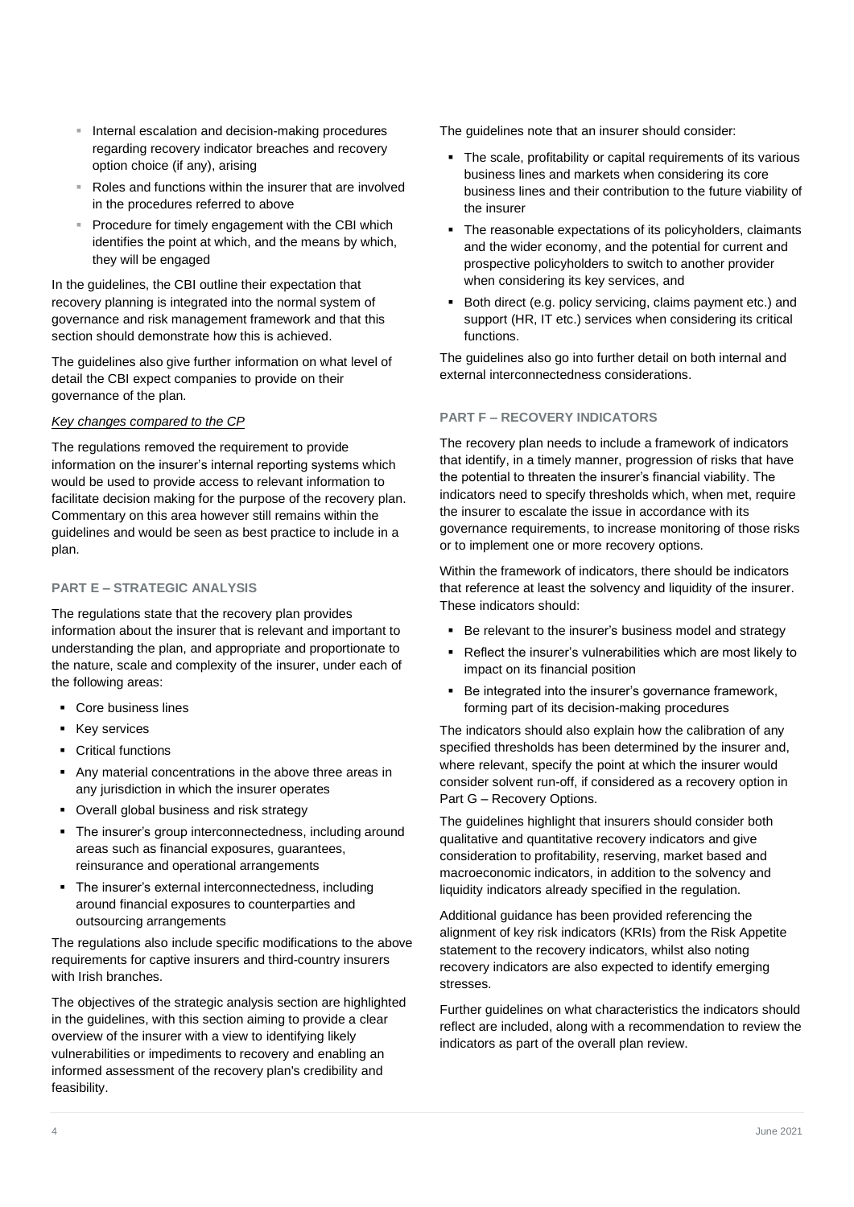- Internal escalation and decision-making procedures regarding recovery indicator breaches and recovery option choice (if any), arising
- Roles and functions within the insurer that are involved in the procedures referred to above
- Procedure for timely engagement with the CBI which identifies the point at which, and the means by which, they will be engaged

In the guidelines, the CBI outline their expectation that recovery planning is integrated into the normal system of governance and risk management framework and that this section should demonstrate how this is achieved.

The guidelines also give further information on what level of detail the CBI expect companies to provide on their governance of the plan.

*Key changes compared to the CP*

The regulations removed the requirement to provide information on the insurer's internal reporting systems which would be used to provide access to relevant information to facilitate decision making for the purpose of the recovery plan. Commentary on this area however still remains within the guidelines and would be seen as best practice to include in a plan.

### PART E – STRATEGIC ANALYSIS

The regulations state that the recovery plan provides information about the insurer that is relevant and important to understanding the plan, and appropriate and proportionate to the nature, scale and complexity of the insurer, under each of the following areas:

- Core business lines
- Key services
- Critical functions
- Any material concentrations in the above three areas in any jurisdiction in which the insurer operates
- Overall global business and risk strategy
- The insurer's group interconnectedness, including around areas such as financial exposures, guarantees, reinsurance and operational arrangements
- The insurer's external interconnectedness, including around financial exposures to counterparties and outsourcing arrangements

The regulations also include specific modifications to the above requirements for captive insurers and third-country insurers with Irish branches.

The objectives of the strategic analysis section are highlighted in the guidelines, with this section aiming to provide a clear overview of the insurer with a view to identifying likely vulnerabilities or impediments to recovery and enabling an informed assessment of the recovery plan's credibility and feasibility.

The guidelines note that an insurer should consider:

- The scale, profitability or capital requirements of its various business lines and markets when considering its core business lines and their contribution to the future viability of the insurer
- The reasonable expectations of its policyholders, claimants and the wider economy, and the potential for current and prospective policyholders to switch to another provider when considering its key services, and
- Both direct (e.g. policy servicing, claims payment etc.) and support (HR, IT etc.) services when considering its critical functions.

The guidelines also go into further detail on both internal and external interconnectedness considerations.

### PART F – RECOVERY INDICATORS

The recovery plan needs to include a framework of indicators that identify, in a timely manner, progression of risks that have the potential to threaten the insurer's financial viability. The indicators need to specify thresholds which, when met, require the insurer to escalate the issue in accordance with its governance requirements, to increase monitoring of those risks or to implement one or more recovery options.

Within the framework of indicators, there should be indicators that reference at least the solvency and liquidity of the insurer. These indicators should:

- Be relevant to the insurer's business model and strategy
- Reflect the insurer's vulnerabilities which are most likely to impact on its financial position
- Be integrated into the insurer's governance framework, forming part of its decision-making procedures

The indicators should also explain how the calibration of any specified thresholds has been determined by the insurer and, where relevant, specify the point at which the insurer would consider solvent run-off, if considered as a recovery option in Part G – Recovery Options.

The guidelines highlight that insurers should consider both qualitative and quantitative recovery indicators and give consideration to profitability, reserving, market based and macroeconomic indicators, in addition to the solvency and liquidity indicators already specified in the regulation.

Additional guidance has been provided referencing the alignment of key risk indicators (KRIs) from the Risk Appetite statement to the recovery indicators, whilst also noting recovery indicators are also expected to identify emerging stresses.

Further guidelines on what characteristics the indicators should reflect are included, along with a recommendation to review the indicators as part of the overall plan review.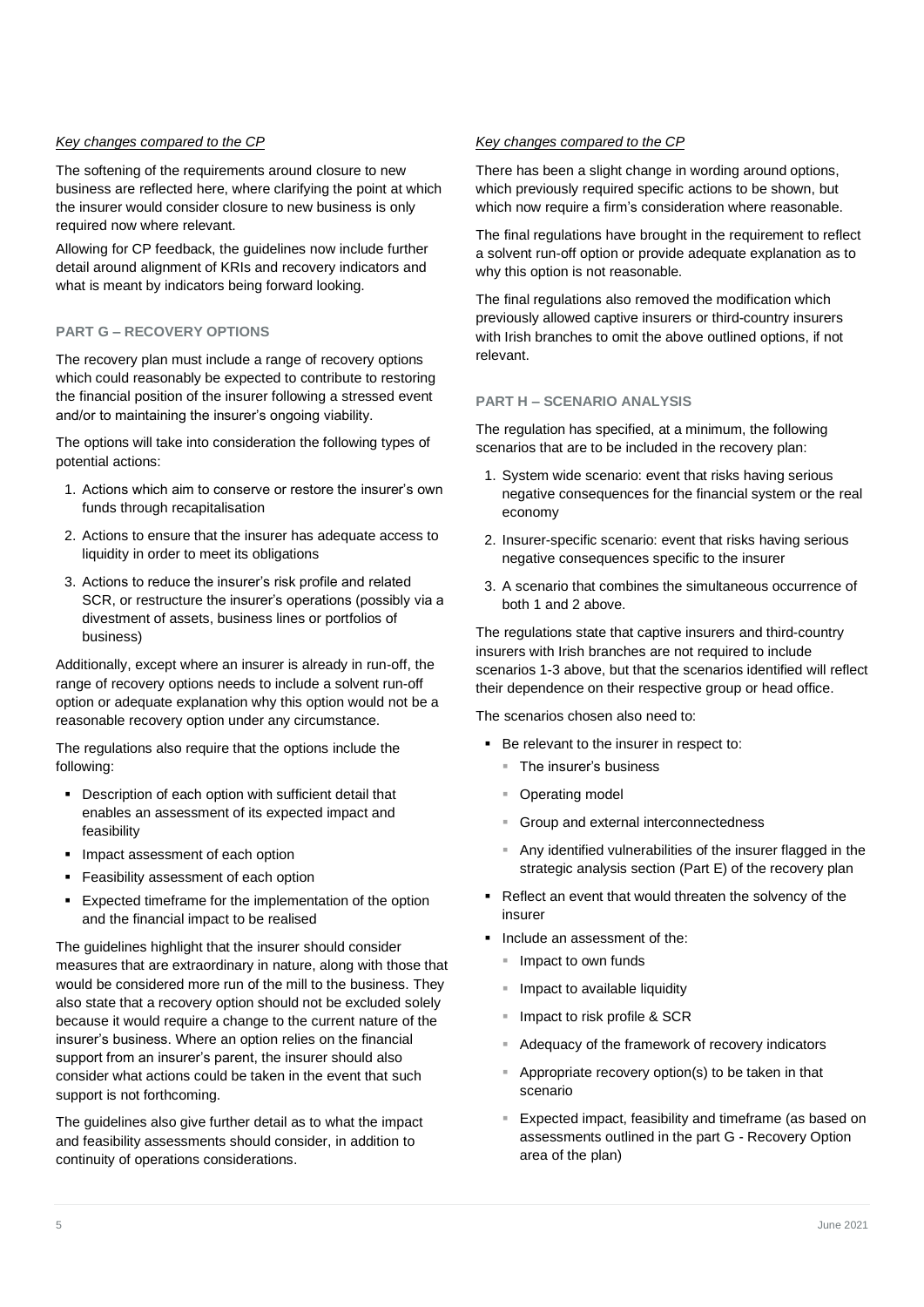*Key changes compared to the CP*

The softening of the requirements around closure to new business are reflected here, where clarifying the point at which the insurer would consider closure to new business is only required now where relevant.

Allowing for CP feedback, the guidelines now include further detail around alignment of KRIs and recovery indicators and what is meant by indicators being forward looking.

### PART G – RECOVERY OPTIONS

The recovery plan must include a range of recovery options which could reasonably be expected to contribute to restoring the financial position of the insurer following a stressed event and/or to maintaining the insurer's ongoing viability.

The options will take into consideration the following types of potential actions:

1. Actions which aim to conserve or restore the insurer's own funds through recapitalisation
2. Actions to ensure that the insurer has adequate access to liquidity in order to meet its obligations
3. Actions to reduce the insurer's risk profile and related SCR, or restructure the insurer's operations (possibly via a divestment of assets, business lines or portfolios of business)

Additionally, except where an insurer is already in run-off, the range of recovery options needs to include a solvent run-off option or adequate explanation why this option would not be a reasonable recovery option under any circumstance.

The regulations also require that the options include the following:

- Description of each option with sufficient detail that enables an assessment of its expected impact and feasibility
- Impact assessment of each option
- Feasibility assessment of each option
- Expected timeframe for the implementation of the option and the financial impact to be realised

The guidelines highlight that the insurer should consider measures that are extraordinary in nature, along with those that would be considered more run of the mill to the business. They also state that a recovery option should not be excluded solely because it would require a change to the current nature of the insurer's business. Where an option relies on the financial support from an insurer's parent, the insurer should also consider what actions could be taken in the event that such support is not forthcoming.

The guidelines also give further detail as to what the impact and feasibility assessments should consider, in addition to continuity of operations considerations.

*Key changes compared to the CP*

There has been a slight change in wording around options, which previously required specific actions to be shown, but which now require a firm's consideration where reasonable.

The final regulations have brought in the requirement to reflect a solvent run-off option or provide adequate explanation as to why this option is not reasonable.

The final regulations also removed the modification which previously allowed captive insurers or third-country insurers with Irish branches to omit the above outlined options, if not relevant.

### PART H – SCENARIO ANALYSIS

The regulation has specified, at a minimum, the following scenarios that are to be included in the recovery plan:

1. System wide scenario: event that risks having serious negative consequences for the financial system or the real economy
2. Insurer-specific scenario: event that risks having serious negative consequences specific to the insurer
3. A scenario that combines the simultaneous occurrence of both 1 and 2 above.

The regulations state that captive insurers and third-country insurers with Irish branches are not required to include scenarios 1-3 above, but that the scenarios identified will reflect their dependence on their respective group or head office.

The scenarios chosen also need to:

- Be relevant to the insurer in respect to:
  - The insurer's business
  - Operating model
  - Group and external interconnectedness
  - Any identified vulnerabilities of the insurer flagged in the strategic analysis section (Part E) of the recovery plan
- Reflect an event that would threaten the solvency of the insurer
- Include an assessment of the:
  - Impact to own funds
  - Impact to available liquidity
  - Impact to risk profile & SCR
  - Adequacy of the framework of recovery indicators
  - Appropriate recovery option(s) to be taken in that scenario
  - Expected impact, feasibility and timeframe (as based on assessments outlined in the part G - Recovery Option area of the plan)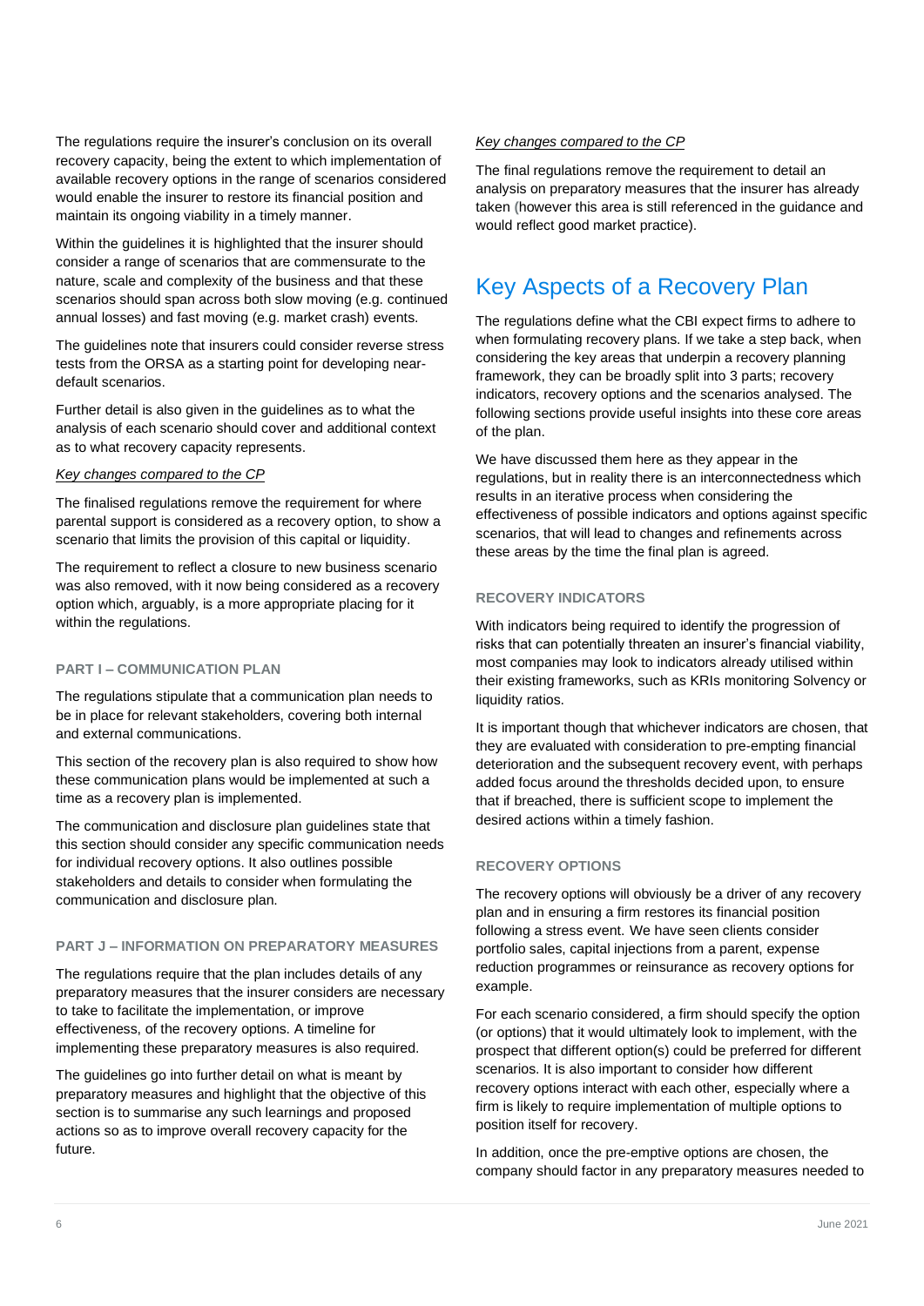The regulations require the insurer's conclusion on its overall recovery capacity, being the extent to which implementation of available recovery options in the range of scenarios considered would enable the insurer to restore its financial position and maintain its ongoing viability in a timely manner.

Within the guidelines it is highlighted that the insurer should consider a range of scenarios that are commensurate to the nature, scale and complexity of the business and that these scenarios should span across both slow moving (e.g. continued annual losses) and fast moving (e.g. market crash) events.

The guidelines note that insurers could consider reverse stress tests from the ORSA as a starting point for developing near-default scenarios.

Further detail is also given in the guidelines as to what the analysis of each scenario should cover and additional context as to what recovery capacity represents.

*Key changes compared to the CP*

The finalised regulations remove the requirement for where parental support is considered as a recovery option, to show a scenario that limits the provision of this capital or liquidity.

The requirement to reflect a closure to new business scenario was also removed, with it now being considered as a recovery option which, arguably, is a more appropriate placing for it within the regulations.

#### PART I – COMMUNICATION PLAN

The regulations stipulate that a communication plan needs to be in place for relevant stakeholders, covering both internal and external communications.

This section of the recovery plan is also required to show how these communication plans would be implemented at such a time as a recovery plan is implemented.

The communication and disclosure plan guidelines state that this section should consider any specific communication needs for individual recovery options. It also outlines possible stakeholders and details to consider when formulating the communication and disclosure plan.

#### PART J – INFORMATION ON PREPARATORY MEASURES

The regulations require that the plan includes details of any preparatory measures that the insurer considers are necessary to take to facilitate the implementation, or improve effectiveness, of the recovery options. A timeline for implementing these preparatory measures is also required.

The guidelines go into further detail on what is meant by preparatory measures and highlight that the objective of this section is to summarise any such learnings and proposed actions so as to improve overall recovery capacity for the future.

*Key changes compared to the CP*

The final regulations remove the requirement to detail an analysis on preparatory measures that the insurer has already taken (however this area is still referenced in the guidance and would reflect good market practice).

## Key Aspects of a Recovery Plan

The regulations define what the CBI expect firms to adhere to when formulating recovery plans. If we take a step back, when considering the key areas that underpin a recovery planning framework, they can be broadly split into 3 parts; recovery indicators, recovery options and the scenarios analysed. The following sections provide useful insights into these core areas of the plan.

We have discussed them here as they appear in the regulations, but in reality there is an interconnectedness which results in an iterative process when considering the effectiveness of possible indicators and options against specific scenarios, that will lead to changes and refinements across these areas by the time the final plan is agreed.

#### RECOVERY INDICATORS

With indicators being required to identify the progression of risks that can potentially threaten an insurer's financial viability, most companies may look to indicators already utilised within their existing frameworks, such as KRIs monitoring Solvency or liquidity ratios.

It is important though that whichever indicators are chosen, that they are evaluated with consideration to pre-empting financial deterioration and the subsequent recovery event, with perhaps added focus around the thresholds decided upon, to ensure that if breached, there is sufficient scope to implement the desired actions within a timely fashion.

#### RECOVERY OPTIONS

The recovery options will obviously be a driver of any recovery plan and in ensuring a firm restores its financial position following a stress event. We have seen clients consider portfolio sales, capital injections from a parent, expense reduction programmes or reinsurance as recovery options for example.

For each scenario considered, a firm should specify the option (or options) that it would ultimately look to implement, with the prospect that different option(s) could be preferred for different scenarios. It is also important to consider how different recovery options interact with each other, especially where a firm is likely to require implementation of multiple options to position itself for recovery.

In addition, once the pre-emptive options are chosen, the company should factor in any preparatory measures needed to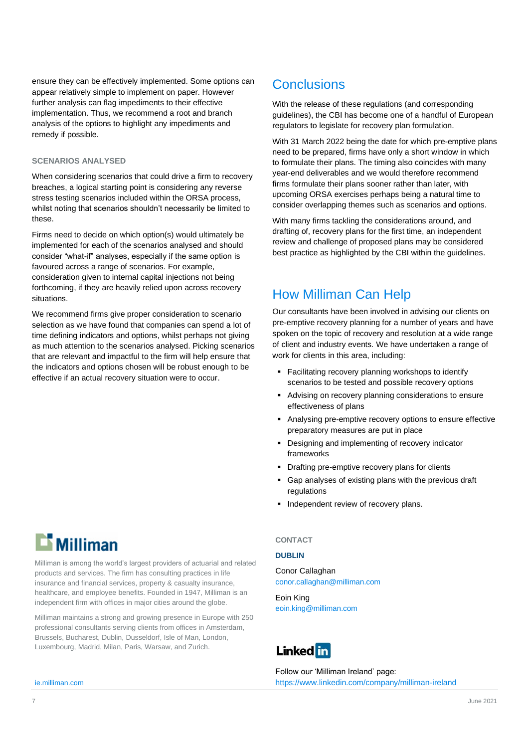ensure they can be effectively implemented. Some options can appear relatively simple to implement on paper. However further analysis can flag impediments to their effective implementation. Thus, we recommend a root and branch analysis of the options to highlight any impediments and remedy if possible.

### SCENARIOS ANALYSED

When considering scenarios that could drive a firm to recovery breaches, a logical starting point is considering any reverse stress testing scenarios included within the ORSA process, whilst noting that scenarios shouldn't necessarily be limited to these.

Firms need to decide on which option(s) would ultimately be implemented for each of the scenarios analysed and should consider "what-if" analyses, especially if the same option is favoured across a range of scenarios. For example, consideration given to internal capital injections not being forthcoming, if they are heavily relied upon across recovery situations.

We recommend firms give proper consideration to scenario selection as we have found that companies can spend a lot of time defining indicators and options, whilst perhaps not giving as much attention to the scenarios analysed. Picking scenarios that are relevant and impactful to the firm will help ensure that the indicators and options chosen will be robust enough to be effective if an actual recovery situation were to occur.

## Conclusions

With the release of these regulations (and corresponding guidelines), the CBI has become one of a handful of European regulators to legislate for recovery plan formulation.

With 31 March 2022 being the date for which pre-emptive plans need to be prepared, firms have only a short window in which to formulate their plans. The timing also coincides with many year-end deliverables and we would therefore recommend firms formulate their plans sooner rather than later, with upcoming ORSA exercises perhaps being a natural time to consider overlapping themes such as scenarios and options.

With many firms tackling the considerations around, and drafting of, recovery plans for the first time, an independent review and challenge of proposed plans may be considered best practice as highlighted by the CBI within the guidelines.

## How Milliman Can Help

Our consultants have been involved in advising our clients on pre-emptive recovery planning for a number of years and have spoken on the topic of recovery and resolution at a wide range of client and industry events. We have undertaken a range of work for clients in this area, including:

- Facilitating recovery planning workshops to identify scenarios to be tested and possible recovery options
- Advising on recovery planning considerations to ensure effectiveness of plans
- Analysing pre-emptive recovery options to ensure effective preparatory measures are put in place
- Designing and implementing of recovery indicator frameworks
- Drafting pre-emptive recovery plans for clients
- Gap analyses of existing plans with the previous draft regulations
- Independent review of recovery plans.

**Milliman**

Milliman is among the world's largest providers of actuarial and related products and services. The firm has consulting practices in life insurance and financial services, property & casualty insurance, healthcare, and employee benefits. Founded in 1947, Milliman is an independent firm with offices in major cities around the globe.

Milliman maintains a strong and growing presence in Europe with 250 professional consultants serving clients from offices in Amsterdam, Brussels, Bucharest, Dublin, Dusseldorf, Isle of Man, London, Luxembourg, Madrid, Milan, Paris, Warsaw, and Zurich.

ie.milliman.com

### CONTACT

**DUBLIN**

Conor Callaghan
conor.callaghan@milliman.com

Eoin King
eoin.king@milliman.com

LinkedIn

Follow our 'Milliman Ireland' page:
https://www.linkedin.com/company/milliman-ireland

June 2021